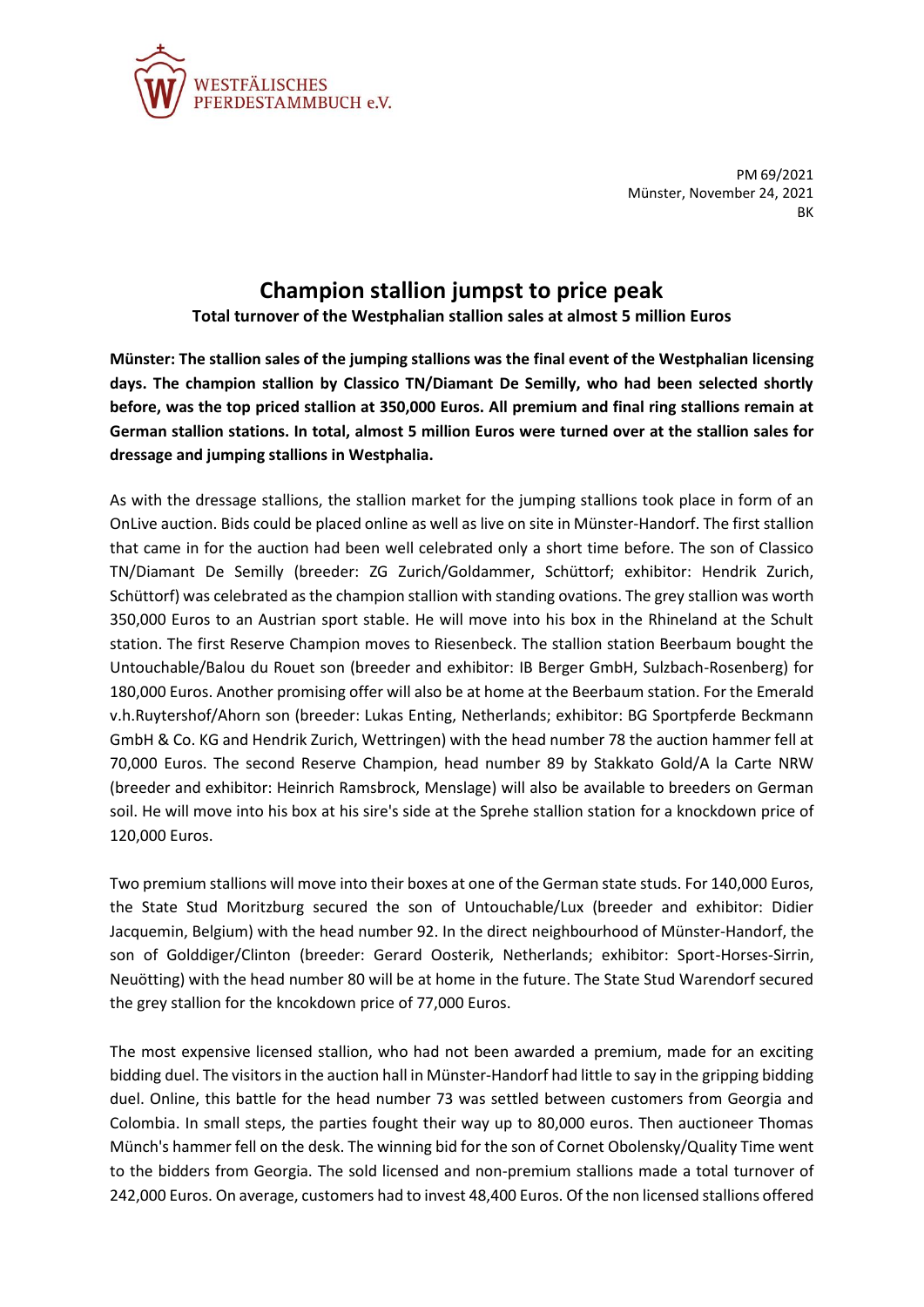WESTFÄLISCHES
PFERDESTAMMBUCH e.V.

PM 69/2021
Münster, November 24, 2021
BK

# Champion stallion jumpst to price peak

**Total turnover of the Westphalian stallion sales at almost 5 million Euros**

**Münster: The stallion sales of the jumping stallions was the final event of the Westphalian licensing days. The champion stallion by Classico TN/Diamant De Semilly, who had been selected shortly before, was the top priced stallion at 350,000 Euros. All premium and final ring stallions remain at German stallion stations. In total, almost 5 million Euros were turned over at the stallion sales for dressage and jumping stallions in Westphalia.**

As with the dressage stallions, the stallion market for the jumping stallions took place in form of an OnLive auction. Bids could be placed online as well as live on site in Münster-Handorf. The first stallion that came in for the auction had been well celebrated only a short time before. The son of Classico TN/Diamant De Semilly (breeder: ZG Zurich/Goldammer, Schüttorf; exhibitor: Hendrik Zurich, Schüttorf) was celebrated as the champion stallion with standing ovations. The grey stallion was worth 350,000 Euros to an Austrian sport stable. He will move into his box in the Rhineland at the Schult station. The first Reserve Champion moves to Riesenbeck. The stallion station Beerbaum bought the Untouchable/Balou du Rouet son (breeder and exhibitor: IB Berger GmbH, Sulzbach-Rosenberg) for 180,000 Euros. Another promising offer will also be at home at the Beerbaum station. For the Emerald v.h.Ruytershof/Ahorn son (breeder: Lukas Enting, Netherlands; exhibitor: BG Sportpferde Beckmann GmbH & Co. KG and Hendrik Zurich, Wettringen) with the head number 78 the auction hammer fell at 70,000 Euros. The second Reserve Champion, head number 89 by Stakkato Gold/A la Carte NRW (breeder and exhibitor: Heinrich Ramsbrock, Menslage) will also be available to breeders on German soil. He will move into his box at his sire's side at the Sprehe stallion station for a knockdown price of 120,000 Euros.

Two premium stallions will move into their boxes at one of the German state studs. For 140,000 Euros, the State Stud Moritzburg secured the son of Untouchable/Lux (breeder and exhibitor: Didier Jacquemin, Belgium) with the head number 92. In the direct neighbourhood of Münster-Handorf, the son of Golddiger/Clinton (breeder: Gerard Oosterik, Netherlands; exhibitor: Sport-Horses-Sirrin, Neuötting) with the head number 80 will be at home in the future. The State Stud Warendorf secured the grey stallion for the kncokdown price of 77,000 Euros.

The most expensive licensed stallion, who had not been awarded a premium, made for an exciting bidding duel. The visitors in the auction hall in Münster-Handorf had little to say in the gripping bidding duel. Online, this battle for the head number 73 was settled between customers from Georgia and Colombia. In small steps, the parties fought their way up to 80,000 euros. Then auctioneer Thomas Münch's hammer fell on the desk. The winning bid for the son of Cornet Obolensky/Quality Time went to the bidders from Georgia. The sold licensed and non-premium stallions made a total turnover of 242,000 Euros. On average, customers had to invest 48,400 Euros. Of the non licensed stallions offered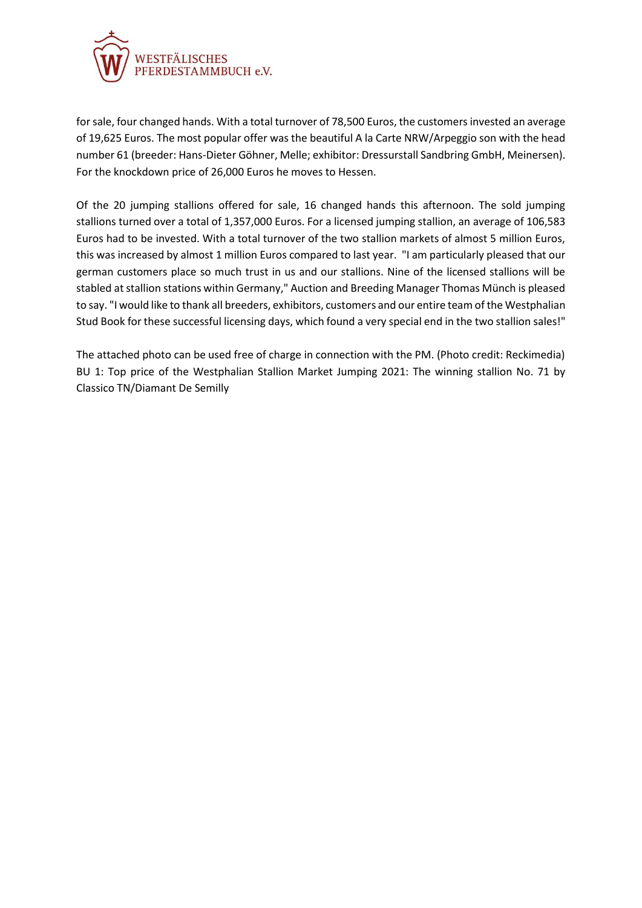for sale, four changed hands. With a total turnover of 78,500 Euros, the customers invested an average of 19,625 Euros. The most popular offer was the beautiful A la Carte NRW/Arpeggio son with the head number 61 (breeder: Hans-Dieter Göhner, Melle; exhibitor: Dressurstall Sandbring GmbH, Meinersen). For the knockdown price of 26,000 Euros he moves to Hessen.

Of the 20 jumping stallions offered for sale, 16 changed hands this afternoon. The sold jumping stallions turned over a total of 1,357,000 Euros. For a licensed jumping stallion, an average of 106,583 Euros had to be invested. With a total turnover of the two stallion markets of almost 5 million Euros, this was increased by almost 1 million Euros compared to last year. "I am particularly pleased that our german customers place so much trust in us and our stallions. Nine of the licensed stallions will be stabled at stallion stations within Germany," Auction and Breeding Manager Thomas Münch is pleased to say. "I would like to thank all breeders, exhibitors, customers and our entire team of the Westphalian Stud Book for these successful licensing days, which found a very special end in the two stallion sales!"

The attached photo can be used free of charge in connection with the PM. (Photo credit: Reckimedia)
BU 1: Top price of the Westphalian Stallion Market Jumping 2021: The winning stallion No. 71 by Classico TN/Diamant De Semilly